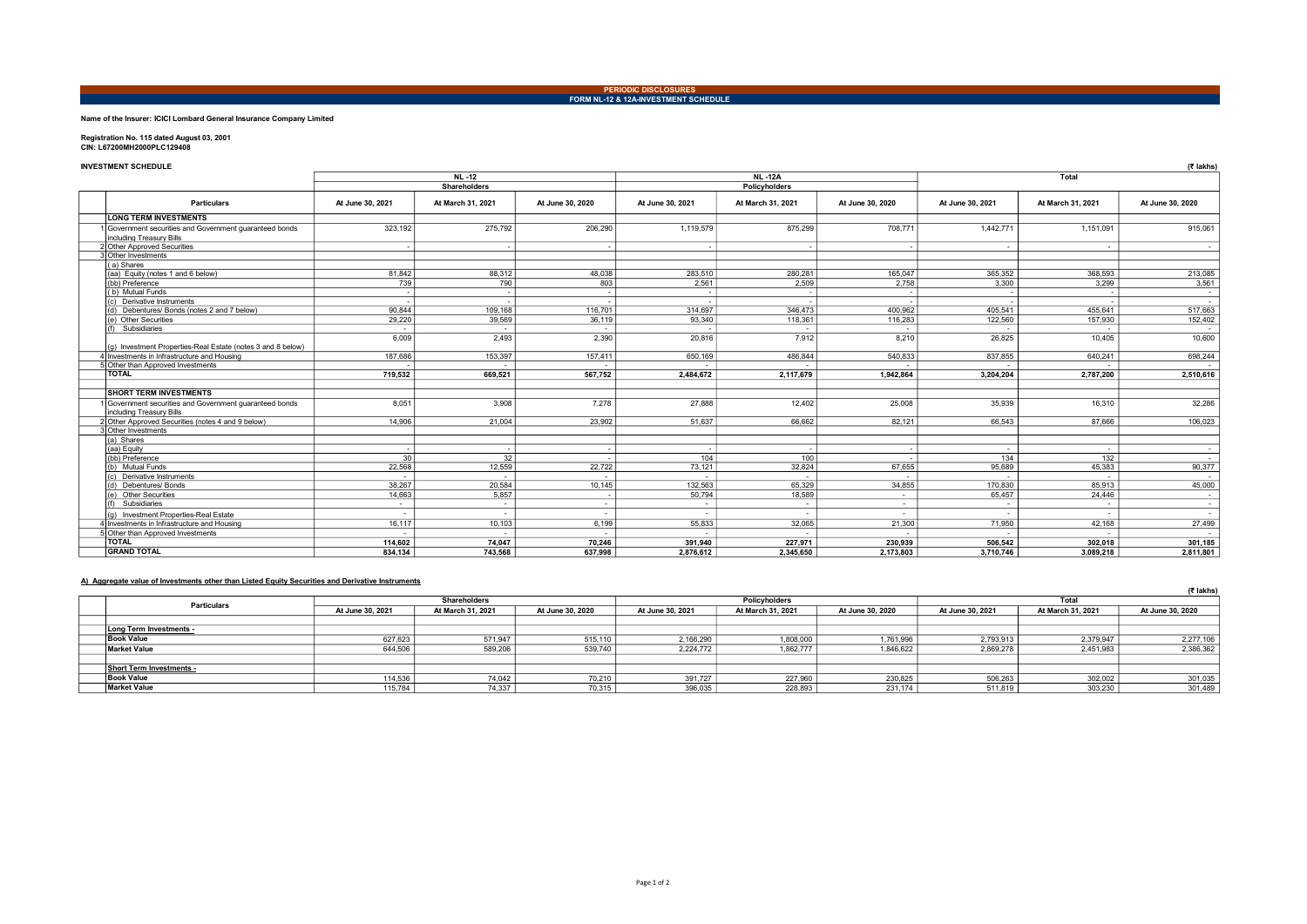**PERIODIC DISCLOSURES**

**FORM NL-12 & 12A-INVESTMENT SCHEDULE**

**Name of the Insurer: ICICI Lombard General Insurance Company Limited**

**Registration No. 115 dated August 03, 2001**
**CIN: L67200MH2000PLC129408**

**INVESTMENT SCHEDULE** (₹ lakhs)

| | Particulars | NL -12 | | | NL -12A | | | Total | | |
|---|---|---|---|---|---|---|---|---|---|---|
| | | Shareholders | | | Policyholders | | | | | |
| | | At June 30, 2021 | At March 31, 2021 | At June 30, 2020 | At June 30, 2021 | At March 31, 2021 | At June 30, 2020 | At June 30, 2021 | At March 31, 2021 | At June 30, 2020 |
| | **LONG TERM INVESTMENTS** | | | | | | | | | |
| 1 | Government securities and Government guaranteed bonds including Treasury Bills | 323,192 | 275,792 | 206,290 | 1,119,579 | 875,299 | 708,771 | 1,442,771 | 1,151,091 | 915,061 |
| 2 | Other Approved Securities | - | - | - | - | - | - | - | - | - |
| 3 | Other Investments | | | | | | | | | |
| | ( a) Shares | | | | | | | | | |
| | (aa) Equity (notes 1 and 6 below) | 81,842 | 88,312 | 48,038 | 283,510 | 280,281 | 165,047 | 365,352 | 368,593 | 213,085 |
| | (bb) Preference | 739 | 790 | 803 | 2,561 | 2,509 | 2,758 | 3,300 | 3,299 | 3,561 |
| | ( b) Mutual Funds | - | - | - | - | - | - | - | - | - |
| | (c) Derivative Instruments | - | - | - | - | - | - | - | - | - |
| | (d) Debentures/ Bonds (notes 2 and 7 below) | 90,844 | 109,168 | 116,701 | 314,697 | 346,473 | 400,962 | 405,541 | 455,641 | 517,663 |
| | (e) Other Securities | 29,220 | 39,569 | 36,119 | 93,340 | 118,361 | 116,283 | 122,560 | 157,930 | 152,402 |
| | (f) Subsidiaries | - | - | - | - | - | - | - | - | - |
| | (g) Investment Properties-Real Estate (notes 3 and 8 below) | 6,009 | 2,493 | 2,390 | 20,816 | 7,912 | 8,210 | 26,825 | 10,405 | 10,600 |
| 4 | Investments in Infrastructure and Housing | 187,686 | 153,397 | 157,411 | 650,169 | 486,844 | 540,833 | 837,855 | 640,241 | 698,244 |
| 5 | Other than Approved Investments | - | - | - | - | - | - | - | - | - |
| | **TOTAL** | **719,532** | **669,521** | **567,752** | **2,484,672** | **2,117,679** | **1,942,864** | **3,204,204** | **2,787,200** | **2,510,616** |
| | **SHORT TERM INVESTMENTS** | | | | | | | | | |
| 1 | Government securities and Government guaranteed bonds including Treasury Bills | 8,051 | 3,908 | 7,278 | 27,888 | 12,402 | 25,008 | 35,939 | 16,310 | 32,286 |
| 2 | Other Approved Securities (notes 4 and 9 below) | 14,906 | 21,004 | 23,902 | 51,637 | 66,662 | 82,121 | 66,543 | 87,666 | 106,023 |
| 3 | Other Investments | | | | | | | | | |
| | (a) Shares | | | | | | | | | |
| | (aa) Equity | - | - | - | - | - | - | - | - | - |
| | (bb) Preference | 30 | 32 | - | 104 | 100 | - | 134 | 132 | - |
| | (b) Mutual Funds | 22,568 | 12,559 | 22,722 | 73,121 | 32,824 | 67,655 | 95,689 | 45,383 | 90,377 |
| | (c) Derivative Instruments | - | - | - | - | - | - | - | - | - |
| | (d) Debentures/ Bonds | 38,267 | 20,584 | 10,145 | 132,563 | 65,329 | 34,855 | 170,830 | 85,913 | 45,000 |
| | (e) Other Securities | 14,663 | 5,857 | - | 50,794 | 18,589 | - | 65,457 | 24,446 | - |
| | (f) Subsidiaries | - | - | - | - | - | - | - | - | - |
| | (g) Investment Properties-Real Estate | - | - | - | - | - | - | - | - | - |
| 4 | Investments in Infrastructure and Housing | 16,117 | 10,103 | 6,199 | 55,833 | 32,065 | 21,300 | 71,950 | 42,168 | 27,499 |
| 5 | Other than Approved Investments | - | - | - | - | - | - | - | - | - |
| | **TOTAL** | **114,602** | **74,047** | **70,246** | **391,940** | **227,971** | **230,939** | **506,542** | **302,018** | **301,185** |
| | **GRAND TOTAL** | **834,134** | **743,568** | **637,998** | **2,876,612** | **2,345,650** | **2,173,803** | **3,710,746** | **3,089,218** | **2,811,801** |

**A) Aggregate value of Investments other than Listed Equity Securities and Derivative Instruments**

(₹ lakhs)

| Particulars | Shareholders | | | Policyholders | | | Total | | |
|---|---|---|---|---|---|---|---|---|---|
| | At June 30, 2021 | At March 31, 2021 | At June 30, 2020 | At June 30, 2021 | At March 31, 2021 | At June 30, 2020 | At June 30, 2021 | At March 31, 2021 | At June 30, 2020 |
| **Long Term Investments -** | | | | | | | | | |
| **Book Value** | 627,623 | 571,947 | 515,110 | 2,166,290 | 1,808,000 | 1,761,996 | 2,793,913 | 2,379,947 | 2,277,106 |
| **Market Value** | 644,506 | 589,206 | 539,740 | 2,224,772 | 1,862,777 | 1,846,622 | 2,869,278 | 2,451,983 | 2,386,362 |
| **Short Term Investments -** | | | | | | | | | |
| **Book Value** | 114,536 | 74,042 | 70,210 | 391,727 | 227,960 | 230,825 | 506,263 | 302,002 | 301,035 |
| **Market Value** | 115,784 | 74,337 | 70,315 | 396,035 | 228,893 | 231,174 | 511,819 | 303,230 | 301,489 |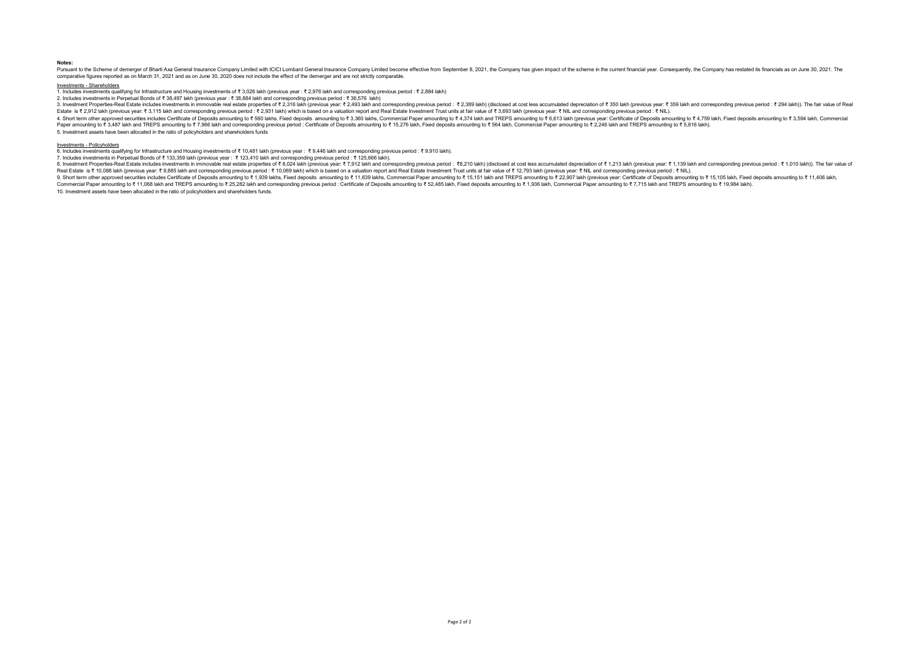**Notes:**

Pursuant to the Scheme of demerger of Bharti Axa General Insurance Company Limited with ICICI Lombard General Insurance Company Limited become effective from September 8, 2021, the Company has given impact of the scheme in the current financial year. Consequently, the Company has restated its financials as on June 30, 2021. The comparative figures reported as on March 31, 2021 and as on June 30, 2020 does not include the effect of the demerger and are not strictly comparable.

Investments - Shareholders

1. Includes investments qualifying for Infrastructure and Housing investments of ₹ 3,026 lakh (previous year : ₹ 2,976 lakh and corresponding previous period : ₹ 2,884 lakh)
2. Includes investments in Perpetual Bonds of ₹ 38,497 lakh (previous year : ₹ 38,884 lakh and corresponding previous period : ₹ 36,576 lakh)
3. Investment Properties-Real Estate includes investments in immovable real estate properties of ₹ 2,316 lakh (previous year: ₹ 2,493 lakh and corresponding previous period : ₹ 2,389 lakh) (disclosed at cost less accumulated depreciation of ₹ 350 lakh (previous year: ₹ 359 lakh and corresponding previous period : ₹ 294 lakh)). The fair value of Real Estate is ₹ 2,912 lakh (previous year: ₹ 3,115 lakh and corresponding previous period : ₹ 2,931 lakh) which is based on a valuation report and Real Estate Investment Trust units at fair value of ₹ 3,693 lakh (previous year: ₹ NIL and corresponding previous period : ₹ NIL).
4. Short term other approved securities includes Certificate of Deposits amounting to ₹ 560 lakhs, Fixed deposits amounting to ₹ 3,360 lakhs, Commercial Paper amounting to ₹ 4,374 lakh and TREPS amounting to ₹ 6,613 lakh (previous year: Certificate of Deposits amounting to ₹ 4,759 lakh, Fixed deposits amounting to ₹ 3,594 lakh, Commercial Paper amounting to ₹ 3,487 lakh and TREPS amounting to ₹ 7,966 lakh and corresponding previous period : Certificate of Deposits amounting to ₹ 15,276 lakh, Fixed deposits amounting to ₹ 564 lakh, Commercial Paper amounting to ₹ 2,246 lakh and TREPS amounting to ₹ 5,816 lakh).
5. Investment assets have been allocated in the ratio of policyholders and shareholders funds

Investments - Policyholders

6. Includes investments qualifying for Infrastructure and Housing investments of ₹ 10,481 lakh (previous year : ₹ 9,446 lakh and corresponding previous period : ₹ 9,910 lakh).
7. Includes investments in Perpetual Bonds of ₹ 133,359 lakh (previous year : ₹ 123,410 lakh and corresponding previous period : ₹ 125,666 lakh).
8. Investment Properties-Real Estate includes investments in immovable real estate properties of ₹ 8,024 lakh (previous year: ₹ 7,912 lakh and corresponding previous period : ₹8,210 lakh) (disclosed at cost less accumulated depreciation of ₹ 1,213 lakh (previous year: ₹ 1,139 lakh and corresponding previous period : ₹ 1,010 lakh)). The fair value of Real Estate is ₹ 10,088 lakh (previous year: ₹ 9,885 lakh and corresponding previous period : ₹ 10,069 lakh) which is based on a valuation report and Real Estate Investment Trust units at fair value of ₹ 12,793 lakh (previous year: ₹ NIL and corresponding previous period : ₹ NIL).
9. Short term other approved securities includes Certificate of Deposits amounting to ₹ 1,939 lakhs, Fixed deposits amounting to ₹ 11,639 lakhs, Commercial Paper amounting to ₹ 15,151 lakh and TREPS amounting to ₹ 22,907 lakh (previous year: Certificate of Deposits amounting to ₹ 15,105 lakh, Fixed deposits amounting to ₹ 11,406 lakh, Commercial Paper amounting to ₹ 11,068 lakh and TREPS amounting to ₹ 25,282 lakh and corresponding previous period : Certificate of Deposits amounting to ₹ 52,485 lakh, Fixed deposits amounting to ₹ 1,936 lakh, Commercial Paper amounting to ₹ 7,715 lakh and TREPS amounting to ₹ 19,984 lakh).
10. Investment assets have been allocated in the ratio of policyholders and shareholders funds.